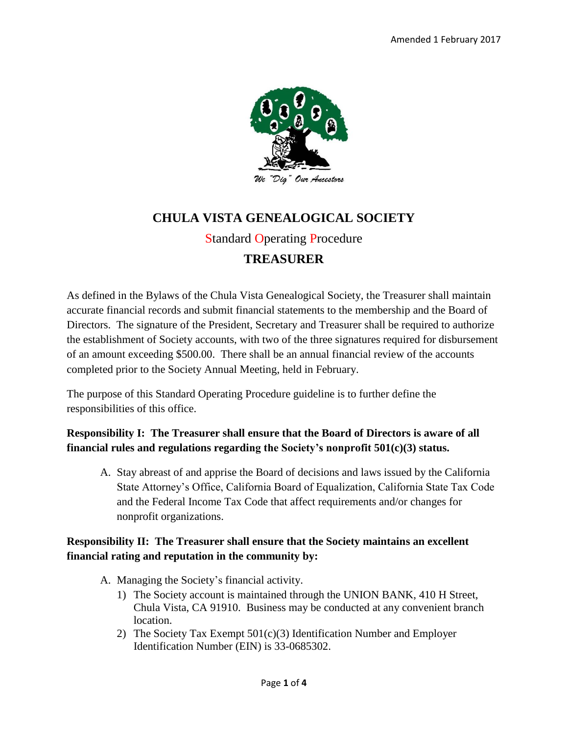Amended 1 February 2017

We "Dig" Our Ancestors

# CHULA VISTA GENEALOGICAL SOCIETY

## Standard Operating Procedure

## TREASURER

As defined in the Bylaws of the Chula Vista Genealogical Society, the Treasurer shall maintain accurate financial records and submit financial statements to the membership and the Board of Directors. The signature of the President, Secretary and Treasurer shall be required to authorize the establishment of Society accounts, with two of the three signatures required for disbursement of an amount exceeding $500.00. There shall be an annual financial review of the accounts completed prior to the Society Annual Meeting, held in February.

The purpose of this Standard Operating Procedure guideline is to further define the responsibilities of this office.

**Responsibility I: The Treasurer shall ensure that the Board of Directors is aware of all financial rules and regulations regarding the Society's nonprofit 501(c)(3) status.**

A. Stay abreast of and apprise the Board of decisions and laws issued by the California State Attorney's Office, California Board of Equalization, California State Tax Code and the Federal Income Tax Code that affect requirements and/or changes for nonprofit organizations.

**Responsibility II: The Treasurer shall ensure that the Society maintains an excellent financial rating and reputation in the community by:**

A. Managing the Society's financial activity.
   1) The Society account is maintained through the UNION BANK, 410 H Street, Chula Vista, CA 91910. Business may be conducted at any convenient branch location.
   2) The Society Tax Exempt 501(c)(3) Identification Number and Employer Identification Number (EIN) is 33-0685302.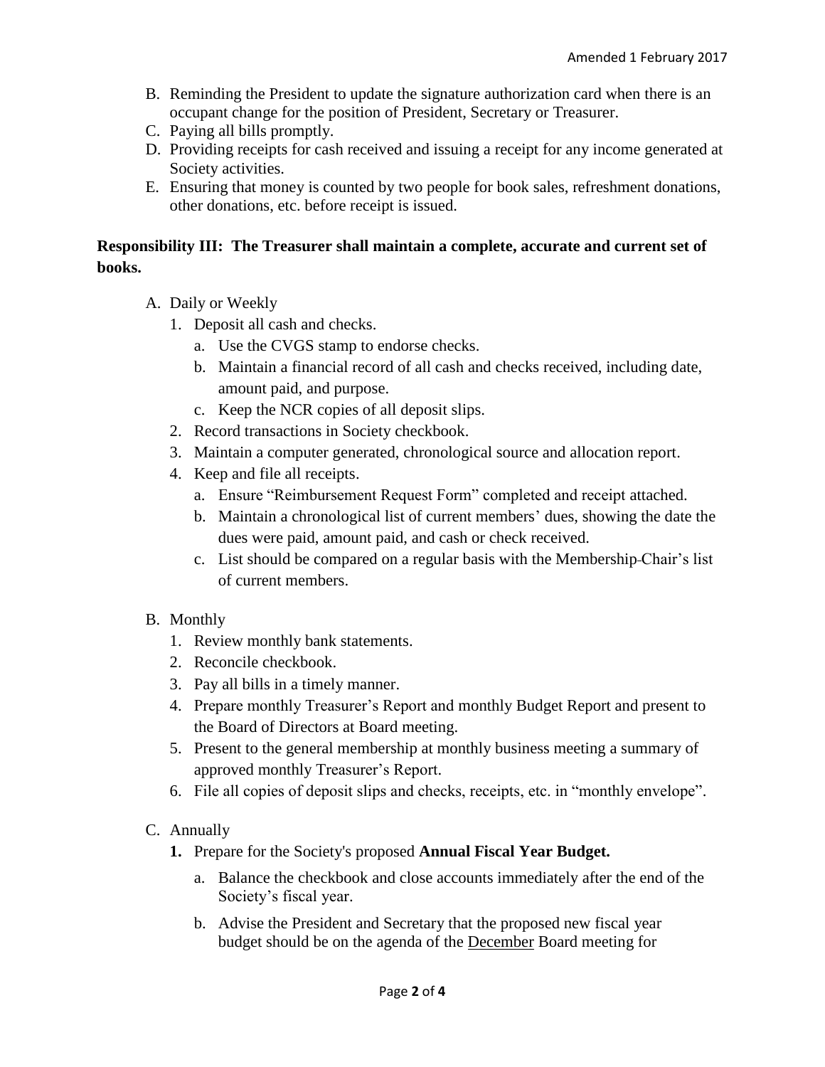B. Reminding the President to update the signature authorization card when there is an occupant change for the position of President, Secretary or Treasurer.
C. Paying all bills promptly.
D. Providing receipts for cash received and issuing a receipt for any income generated at Society activities.
E. Ensuring that money is counted by two people for book sales, refreshment donations, other donations, etc. before receipt is issued.

**Responsibility III: The Treasurer shall maintain a complete, accurate and current set of books.**

A. Daily or Weekly
   1. Deposit all cash and checks.
      a. Use the CVGS stamp to endorse checks.
      b. Maintain a financial record of all cash and checks received, including date, amount paid, and purpose.
      c. Keep the NCR copies of all deposit slips.
   2. Record transactions in Society checkbook.
   3. Maintain a computer generated, chronological source and allocation report.
   4. Keep and file all receipts.
      a. Ensure "Reimbursement Request Form" completed and receipt attached.
      b. Maintain a chronological list of current members' dues, showing the date the dues were paid, amount paid, and cash or check received.
      c. List should be compared on a regular basis with the Membership Chair's list of current members.

B. Monthly
   1. Review monthly bank statements.
   2. Reconcile checkbook.
   3. Pay all bills in a timely manner.
   4. Prepare monthly Treasurer's Report and monthly Budget Report and present to the Board of Directors at Board meeting.
   5. Present to the general membership at monthly business meeting a summary of approved monthly Treasurer's Report.
   6. File all copies of deposit slips and checks, receipts, etc. in "monthly envelope".

C. Annually
   **1.** Prepare for the Society's proposed **Annual Fiscal Year Budget.**
      a. Balance the checkbook and close accounts immediately after the end of the Society's fiscal year.
      b. Advise the President and Secretary that the proposed new fiscal year budget should be on the agenda of the December Board meeting for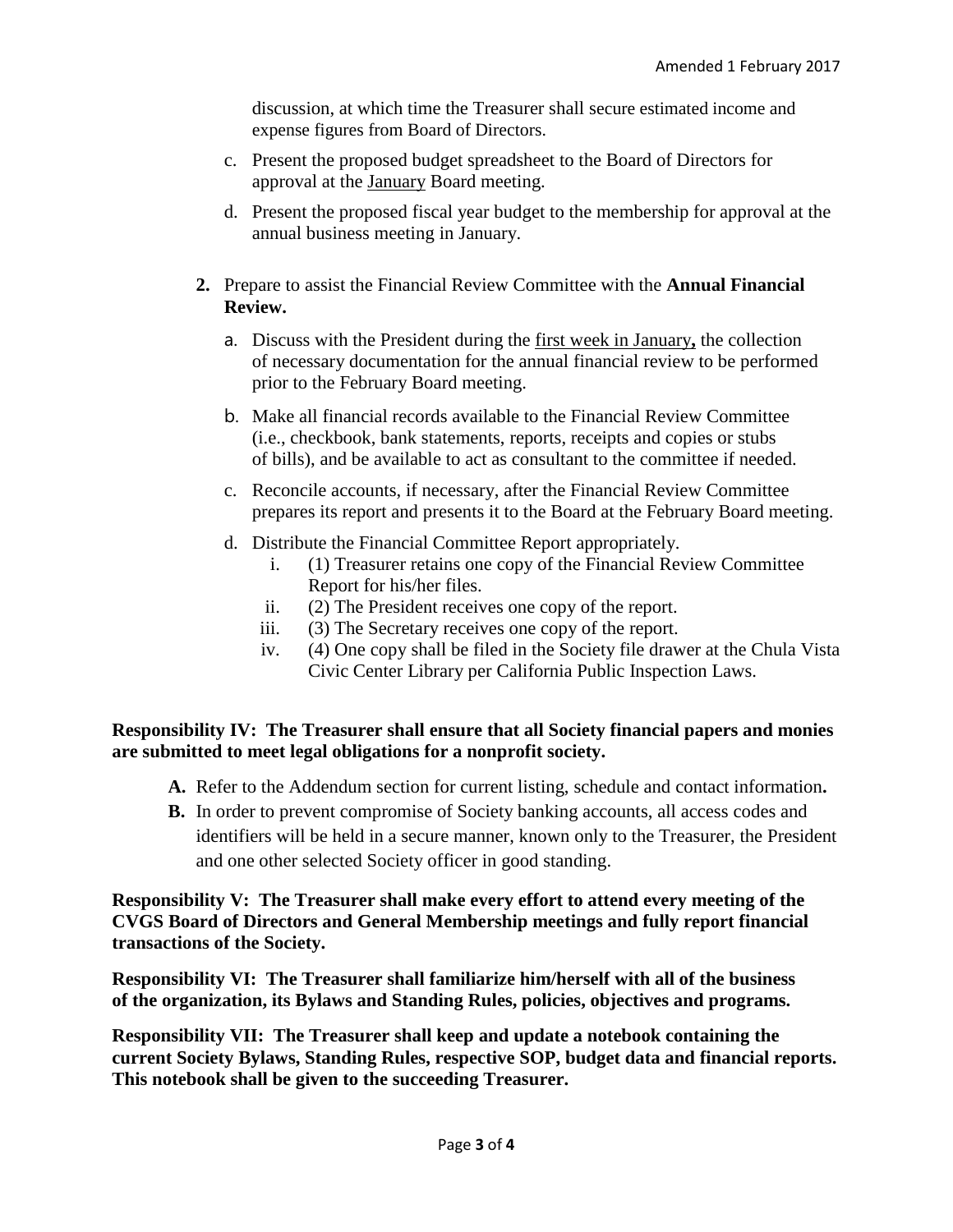discussion, at which time the Treasurer shall secure estimated income and expense figures from Board of Directors.

c. Present the proposed budget spreadsheet to the Board of Directors for approval at the <u>January</u> Board meeting.

d. Present the proposed fiscal year budget to the membership for approval at the annual business meeting in January.

**2.** Prepare to assist the Financial Review Committee with the **Annual Financial Review.**

a. Discuss with the President during the <u>first week in January</u>**,** the collection of necessary documentation for the annual financial review to be performed prior to the February Board meeting.

b. Make all financial records available to the Financial Review Committee (i.e., checkbook, bank statements, reports, receipts and copies or stubs of bills), and be available to act as consultant to the committee if needed.

c. Reconcile accounts, if necessary, after the Financial Review Committee prepares its report and presents it to the Board at the February Board meeting.

d. Distribute the Financial Committee Report appropriately.

i. (1) Treasurer retains one copy of the Financial Review Committee Report for his/her files.

ii. (2) The President receives one copy of the report.

iii. (3) The Secretary receives one copy of the report.

iv. (4) One copy shall be filed in the Society file drawer at the Chula Vista Civic Center Library per California Public Inspection Laws.

**Responsibility IV: The Treasurer shall ensure that all Society financial papers and monies are submitted to meet legal obligations for a nonprofit society.**

**A.** Refer to the Addendum section for current listing, schedule and contact information**.**

**B.** In order to prevent compromise of Society banking accounts, all access codes and identifiers will be held in a secure manner, known only to the Treasurer, the President and one other selected Society officer in good standing.

**Responsibility V: The Treasurer shall make every effort to attend every meeting of the CVGS Board of Directors and General Membership meetings and fully report financial transactions of the Society.**

**Responsibility VI: The Treasurer shall familiarize him/herself with all of the business of the organization, its Bylaws and Standing Rules, policies, objectives and programs.**

**Responsibility VII: The Treasurer shall keep and update a notebook containing the current Society Bylaws, Standing Rules, respective SOP, budget data and financial reports. This notebook shall be given to the succeeding Treasurer.**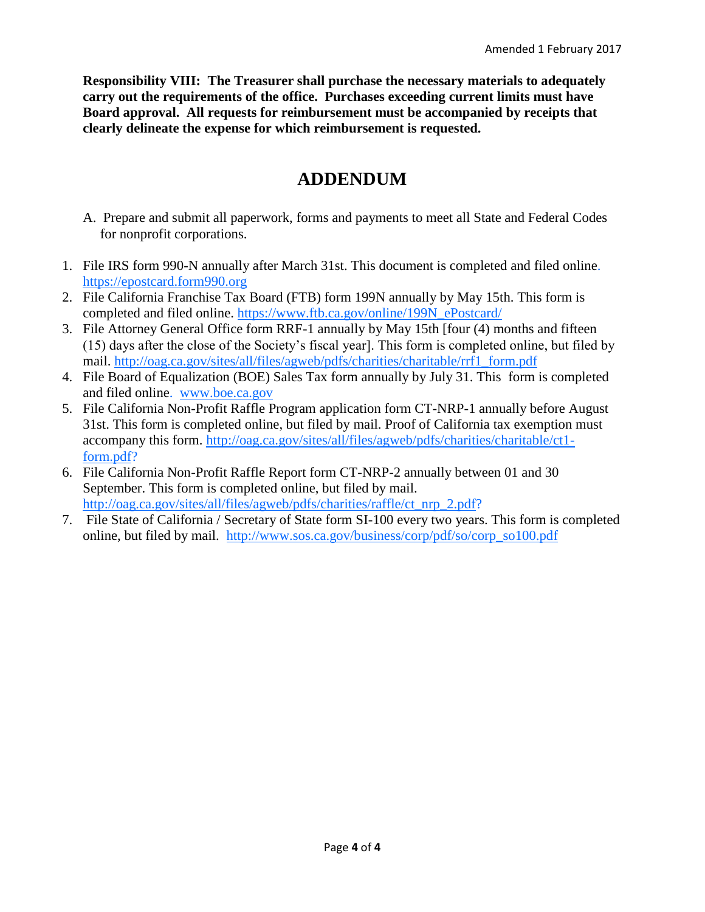Amended 1 February 2017

**Responsibility VIII: The Treasurer shall purchase the necessary materials to adequately carry out the requirements of the office. Purchases exceeding current limits must have Board approval. All requests for reimbursement must be accompanied by receipts that clearly delineate the expense for which reimbursement is requested.**

# ADDENDUM

A. Prepare and submit all paperwork, forms and payments to meet all State and Federal Codes for nonprofit corporations.

1. File IRS form 990-N annually after March 31st. This document is completed and filed online. https://epostcard.form990.org
2. File California Franchise Tax Board (FTB) form 199N annually by May 15th. This form is completed and filed online. https://www.ftb.ca.gov/online/199N_ePostcard/
3. File Attorney General Office form RRF-1 annually by May 15th [four (4) months and fifteen (15) days after the close of the Society's fiscal year]. This form is completed online, but filed by mail. http://oag.ca.gov/sites/all/files/agweb/pdfs/charities/charitable/rrf1_form.pdf
4. File Board of Equalization (BOE) Sales Tax form annually by July 31. This form is completed and filed online. www.boe.ca.gov
5. File California Non-Profit Raffle Program application form CT-NRP-1 annually before August 31st. This form is completed online, but filed by mail. Proof of California tax exemption must accompany this form. http://oag.ca.gov/sites/all/files/agweb/pdfs/charities/charitable/ct1-form.pdf?
6. File California Non-Profit Raffle Report form CT-NRP-2 annually between 01 and 30 September. This form is completed online, but filed by mail. http://oag.ca.gov/sites/all/files/agweb/pdfs/charities/raffle/ct_nrp_2.pdf?
7. File State of California / Secretary of State form SI-100 every two years. This form is completed online, but filed by mail. http://www.sos.ca.gov/business/corp/pdf/so/corp_so100.pdf